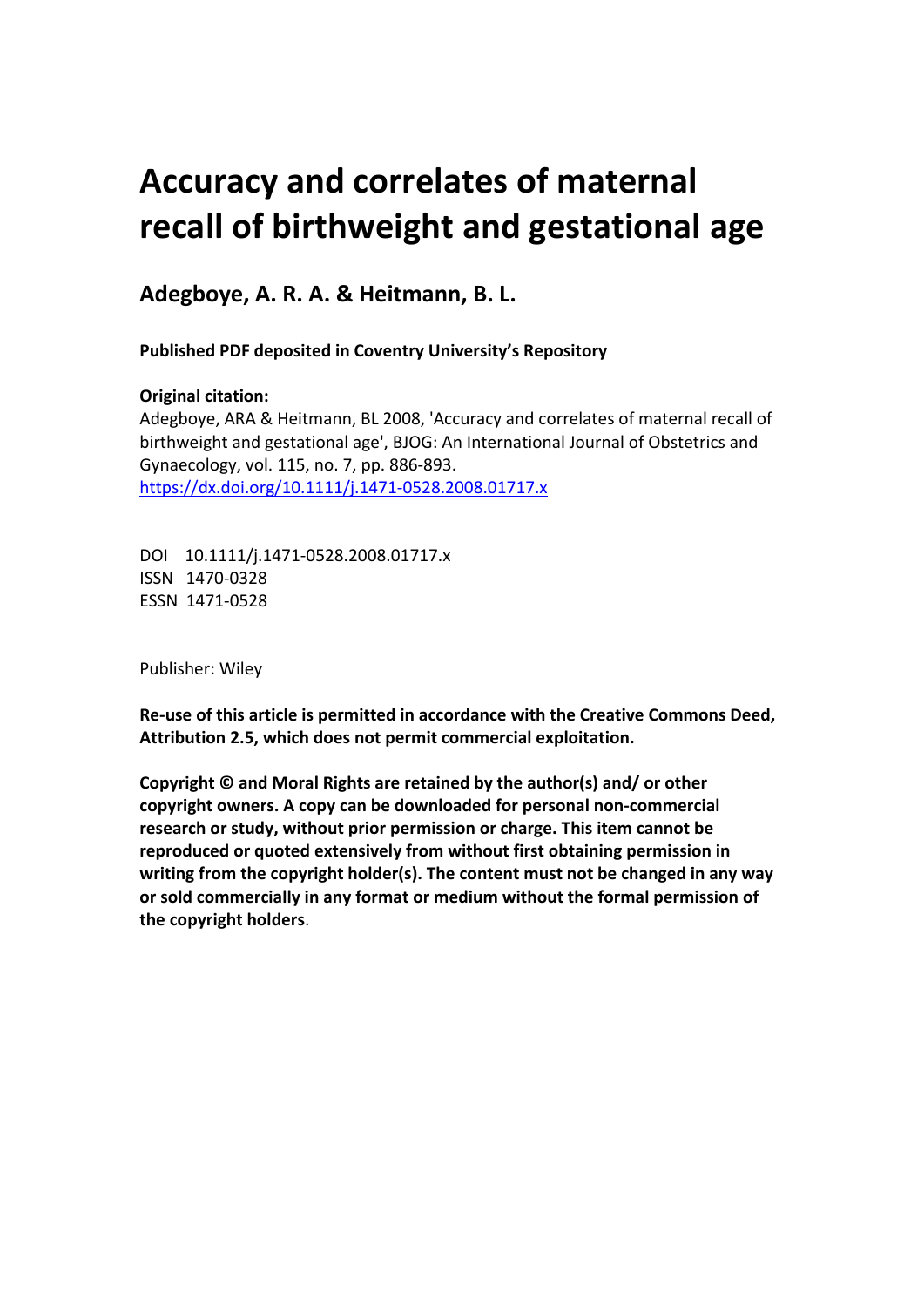# Accuracy and correlates of maternal recall of birthweight and gestational age

## Adegboye, A. R. A. & Heitmann, B. L.

**Published PDF deposited in Coventry University's Repository**

**Original citation:**
Adegboye, ARA & Heitmann, BL 2008, 'Accuracy and correlates of maternal recall of birthweight and gestational age', BJOG: An International Journal of Obstetrics and Gynaecology, vol. 115, no. 7, pp. 886-893.
https://dx.doi.org/10.1111/j.1471-0528.2008.01717.x

DOI 10.1111/j.1471-0528.2008.01717.x
ISSN 1470-0328
ESSN 1471-0528

Publisher: Wiley

**Re-use of this article is permitted in accordance with the Creative Commons Deed, Attribution 2.5, which does not permit commercial exploitation.**

**Copyright © and Moral Rights are retained by the author(s) and/ or other copyright owners. A copy can be downloaded for personal non-commercial research or study, without prior permission or charge. This item cannot be reproduced or quoted extensively from without first obtaining permission in writing from the copyright holder(s). The content must not be changed in any way or sold commercially in any format or medium without the formal permission of the copyright holders**.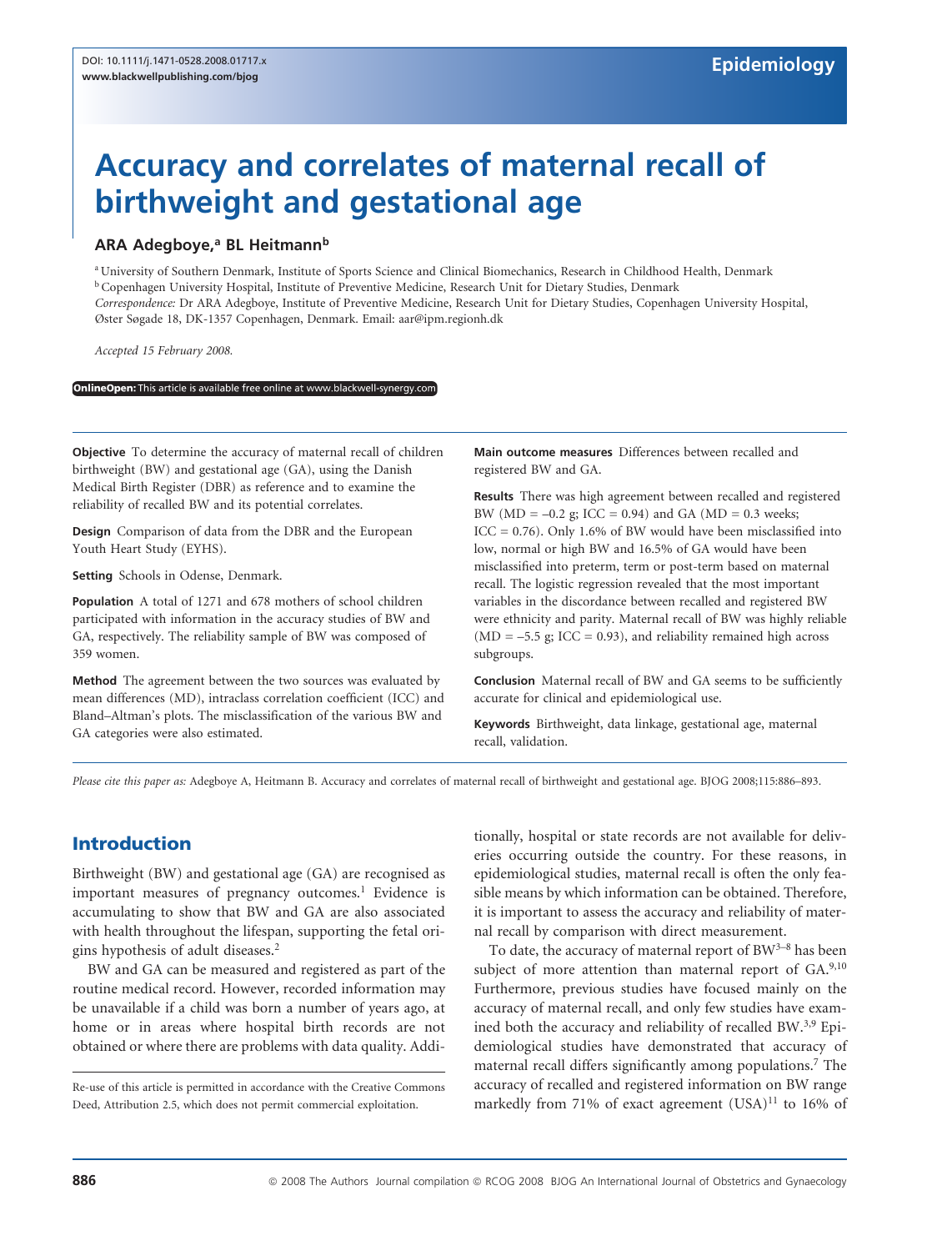DOI: 10.1111/j.1471-0528.2008.01717.x
www.blackwellpublishing.com/bjog

Epidemiology

# Accuracy and correlates of maternal recall of birthweight and gestational age

**ARA Adegboye,[a] BL Heitmann[b]**

[a] University of Southern Denmark, Institute of Sports Science and Clinical Biomechanics, Research in Childhood Health, Denmark
[b] Copenhagen University Hospital, Institute of Preventive Medicine, Research Unit for Dietary Studies, Denmark
*Correspondence:* Dr ARA Adegboye, Institute of Preventive Medicine, Research Unit for Dietary Studies, Copenhagen University Hospital, Øster Søgade 18, DK-1357 Copenhagen, Denmark. Email: aar@ipm.regionh.dk

*Accepted 15 February 2008.*

**OnlineOpen:** This article is available free online at www.blackwell-synergy.com

**Objective** To determine the accuracy of maternal recall of children birthweight (BW) and gestational age (GA), using the Danish Medical Birth Register (DBR) as reference and to examine the reliability of recalled BW and its potential correlates.

**Design** Comparison of data from the DBR and the European Youth Heart Study (EYHS).

**Setting** Schools in Odense, Denmark.

**Population** A total of 1271 and 678 mothers of school children participated with information in the accuracy studies of BW and GA, respectively. The reliability sample of BW was composed of 359 women.

**Method** The agreement between the two sources was evaluated by mean differences (MD), intraclass correlation coefficient (ICC) and Bland–Altman's plots. The misclassification of the various BW and GA categories were also estimated.

**Main outcome measures** Differences between recalled and registered BW and GA.

**Results** There was high agreement between recalled and registered BW (MD = –0.2 g; ICC = 0.94) and GA (MD = 0.3 weeks; ICC = 0.76). Only 1.6% of BW would have been misclassified into low, normal or high BW and 16.5% of GA would have been misclassified into preterm, term or post-term based on maternal recall. The logistic regression revealed that the most important variables in the discordance between recalled and registered BW were ethnicity and parity. Maternal recall of BW was highly reliable (MD = –5.5 g; ICC = 0.93), and reliability remained high across subgroups.

**Conclusion** Maternal recall of BW and GA seems to be sufficiently accurate for clinical and epidemiological use.

**Keywords** Birthweight, data linkage, gestational age, maternal recall, validation.

*Please cite this paper as:* Adegboye A, Heitmann B. Accuracy and correlates of maternal recall of birthweight and gestational age. BJOG 2008;115:886–893.

## Introduction

Birthweight (BW) and gestational age (GA) are recognised as important measures of pregnancy outcomes.[1] Evidence is accumulating to show that BW and GA are also associated with health throughout the lifespan, supporting the fetal origins hypothesis of adult diseases.[2]

BW and GA can be measured and registered as part of the routine medical record. However, recorded information may be unavailable if a child was born a number of years ago, at home or in areas where hospital birth records are not obtained or where there are problems with data quality. Additionally, hospital or state records are not available for deliveries occurring outside the country. For these reasons, in epidemiological studies, maternal recall is often the only feasible means by which information can be obtained. Therefore, it is important to assess the accuracy and reliability of maternal recall by comparison with direct measurement.

To date, the accuracy of maternal report of BW[3–8] has been subject of more attention than maternal report of GA.[9,10] Furthermore, previous studies have focused mainly on the accuracy of maternal recall, and only few studies have examined both the accuracy and reliability of recalled BW.[3,9] Epidemiological studies have demonstrated that accuracy of maternal recall differs significantly among populations.[7] The accuracy of recalled and registered information on BW range markedly from 71% of exact agreement (USA)[11] to 16% of

Re-use of this article is permitted in accordance with the Creative Commons Deed, Attribution 2.5, which does not permit commercial exploitation.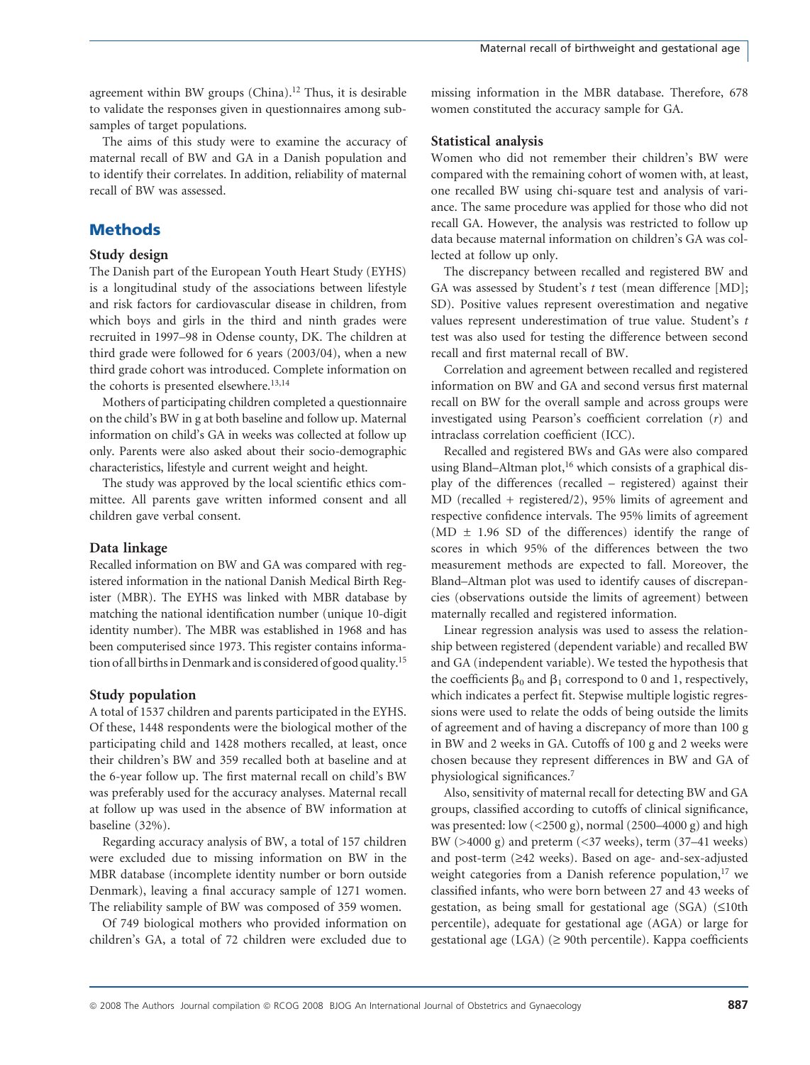agreement within BW groups (China).[12] Thus, it is desirable to validate the responses given in questionnaires among subsamples of target populations.

The aims of this study were to examine the accuracy of maternal recall of BW and GA in a Danish population and to identify their correlates. In addition, reliability of maternal recall of BW was assessed.

## Methods

### Study design

The Danish part of the European Youth Heart Study (EYHS) is a longitudinal study of the associations between lifestyle and risk factors for cardiovascular disease in children, from which boys and girls in the third and ninth grades were recruited in 1997–98 in Odense county, DK. The children at third grade were followed for 6 years (2003/04), when a new third grade cohort was introduced. Complete information on the cohorts is presented elsewhere.[13,14]

Mothers of participating children completed a questionnaire on the child's BW in g at both baseline and follow up. Maternal information on child's GA in weeks was collected at follow up only. Parents were also asked about their socio-demographic characteristics, lifestyle and current weight and height.

The study was approved by the local scientific ethics committee. All parents gave written informed consent and all children gave verbal consent.

### Data linkage

Recalled information on BW and GA was compared with registered information in the national Danish Medical Birth Register (MBR). The EYHS was linked with MBR database by matching the national identification number (unique 10-digit identity number). The MBR was established in 1968 and has been computerised since 1973. This register contains information of all births in Denmark and is considered of good quality.[15]

### Study population

A total of 1537 children and parents participated in the EYHS. Of these, 1448 respondents were the biological mother of the participating child and 1428 mothers recalled, at least, once their children's BW and 359 recalled both at baseline and at the 6-year follow up. The first maternal recall on child's BW was preferably used for the accuracy analyses. Maternal recall at follow up was used in the absence of BW information at baseline (32%).

Regarding accuracy analysis of BW, a total of 157 children were excluded due to missing information on BW in the MBR database (incomplete identity number or born outside Denmark), leaving a final accuracy sample of 1271 women. The reliability sample of BW was composed of 359 women.

Of 749 biological mothers who provided information on children's GA, a total of 72 children were excluded due to missing information in the MBR database. Therefore, 678 women constituted the accuracy sample for GA.

### Statistical analysis

Women who did not remember their children's BW were compared with the remaining cohort of women with, at least, one recalled BW using chi-square test and analysis of variance. The same procedure was applied for those who did not recall GA. However, the analysis was restricted to follow up data because maternal information on children's GA was collected at follow up only.

The discrepancy between recalled and registered BW and GA was assessed by Student's *t* test (mean difference [MD]; SD). Positive values represent overestimation and negative values represent underestimation of true value. Student's *t* test was also used for testing the difference between second recall and first maternal recall of BW.

Correlation and agreement between recalled and registered information on BW and GA and second versus first maternal recall on BW for the overall sample and across groups were investigated using Pearson's coefficient correlation (*r*) and intraclass correlation coefficient (ICC).

Recalled and registered BWs and GAs were also compared using Bland–Altman plot,[16] which consists of a graphical display of the differences (recalled – registered) against their MD (recalled + registered/2), 95% limits of agreement and respective confidence intervals. The 95% limits of agreement (MD ± 1.96 SD of the differences) identify the range of scores in which 95% of the differences between the two measurement methods are expected to fall. Moreover, the Bland–Altman plot was used to identify causes of discrepancies (observations outside the limits of agreement) between maternally recalled and registered information.

Linear regression analysis was used to assess the relationship between registered (dependent variable) and recalled BW and GA (independent variable). We tested the hypothesis that the coefficients $\beta_0$ and $\beta_1$ correspond to 0 and 1, respectively, which indicates a perfect fit. Stepwise multiple logistic regressions were used to relate the odds of being outside the limits of agreement and of having a discrepancy of more than 100 g in BW and 2 weeks in GA. Cutoffs of 100 g and 2 weeks were chosen because they represent differences in BW and GA of physiological significances.[7]

Also, sensitivity of maternal recall for detecting BW and GA groups, classified according to cutoffs of clinical significance, was presented: low (<2500 g), normal (2500–4000 g) and high BW (>4000 g) and preterm (<37 weeks), term (37–41 weeks) and post-term (≥42 weeks). Based on age- and-sex-adjusted weight categories from a Danish reference population,[17] we classified infants, who were born between 27 and 43 weeks of gestation, as being small for gestational age (SGA) (≤10th percentile), adequate for gestational age (AGA) or large for gestational age (LGA) (≥ 90th percentile). Kappa coefficients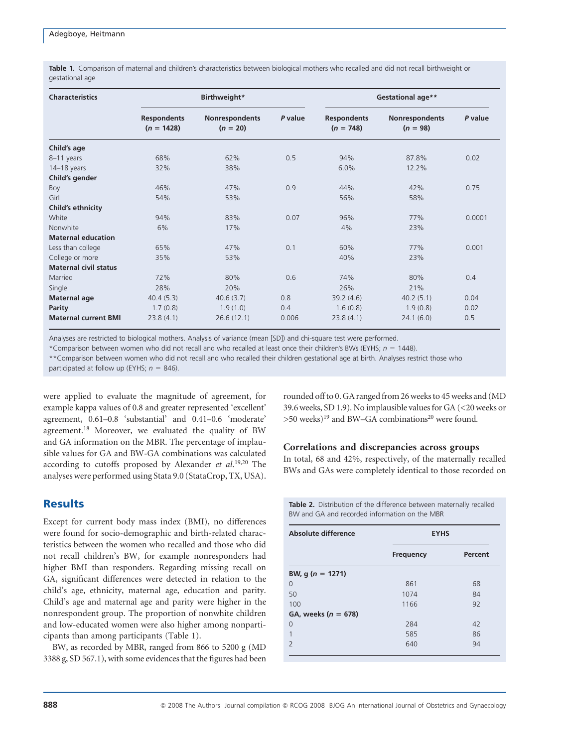**Table 1.** Comparison of maternal and children's characteristics between biological mothers who recalled and did not recall birthweight or gestational age

| Characteristics | Birthweight* | | | Gestational age** | | |
|---|---|---|---|---|---|---|
| | Respondents ($n$ = 1428) | Nonrespondents ($n$ = 20) | *P* value | Respondents ($n$ = 748) | Nonrespondents ($n$ = 98) | *P* value |
| **Child's age** | | | | | | |
| 8–11 years | 68% | 62% | 0.5 | 94% | 87.8% | 0.02 |
| 14–18 years | 32% | 38% | | 6.0% | 12.2% | |
| **Child's gender** | | | | | | |
| Boy | 46% | 47% | 0.9 | 44% | 42% | 0.75 |
| Girl | 54% | 53% | | 56% | 58% | |
| **Child's ethnicity** | | | | | | |
| White | 94% | 83% | 0.07 | 96% | 77% | 0.0001 |
| Nonwhite | 6% | 17% | | 4% | 23% | |
| **Maternal education** | | | | | | |
| Less than college | 65% | 47% | 0.1 | 60% | 77% | 0.001 |
| College or more | 35% | 53% | | 40% | 23% | |
| **Maternal civil status** | | | | | | |
| Married | 72% | 80% | 0.6 | 74% | 80% | 0.4 |
| Single | 28% | 20% | | 26% | 21% | |
| **Maternal age** | 40.4 (5.3) | 40.6 (3.7) | 0.8 | 39.2 (4.6) | 40.2 (5.1) | 0.04 |
| **Parity** | 1.7 (0.8) | 1.9 (1.0) | 0.4 | 1.6 (0.8) | 1.9 (0.8) | 0.02 |
| **Maternal current BMI** | 23.8 (4.1) | 26.6 (12.1) | 0.006 | 23.8 (4.1) | 24.1 (6.0) | 0.5 |

Analyses are restricted to biological mothers. Analysis of variance (mean [SD]) and chi-square test were performed.
*Comparison between women who did not recall and who recalled at least once their children's BWs (EYHS; $n$ = 1448).
**Comparison between women who did not recall and who recalled their children gestational age at birth. Analyses restrict those who participated at follow up (EYHS; $n$ = 846).

were applied to evaluate the magnitude of agreement, for example kappa values of 0.8 and greater represented 'excellent' agreement, 0.61–0.8 'substantial' and 0.41–0.6 'moderate' agreement.[18] Moreover, we evaluated the quality of BW and GA information on the MBR. The percentage of implausible values for GA and BW-GA combinations was calculated according to cutoffs proposed by Alexander *et al.*[19,20] The analyses were performed using Stata 9.0 (StataCrop, TX, USA).

## Results

Except for current body mass index (BMI), no differences were found for socio-demographic and birth-related characteristics between the women who recalled and those who did not recall children's BW, for example nonresponders had higher BMI than responders. Regarding missing recall on GA, significant differences were detected in relation to the child's age, ethnicity, maternal age, education and parity. Child's age and maternal age and parity were higher in the nonrespondent group. The proportion of nonwhite children and low-educated women were also higher among nonparticipants than among participants (Table 1).

BW, as recorded by MBR, ranged from 866 to 5200 g (MD 3388 g, SD 567.1), with some evidences that the figures had been rounded off to 0. GA ranged from 26 weeks to 45 weeks and (MD 39.6 weeks, SD 1.9). No implausible values for GA (<20 weeks or >50 weeks)[19] and BW–GA combinations[20] were found.

### Correlations and discrepancies across groups

In total, 68 and 42%, respectively, of the maternally recalled BWs and GAs were completely identical to those recorded on

**Table 2.** Distribution of the difference between maternally recalled BW and GA and recorded information on the MBR

| Absolute difference | EYHS | |
|---|---|---|
| | Frequency | Percent |
| **BW, g ($n$ = 1271)** | | |
| 0 | 861 | 68 |
| 50 | 1074 | 84 |
| 100 | 1166 | 92 |
| **GA, weeks ($n$ = 678)** | | |
| 0 | 284 | 42 |
| 1 | 585 | 86 |
| 2 | 640 | 94 |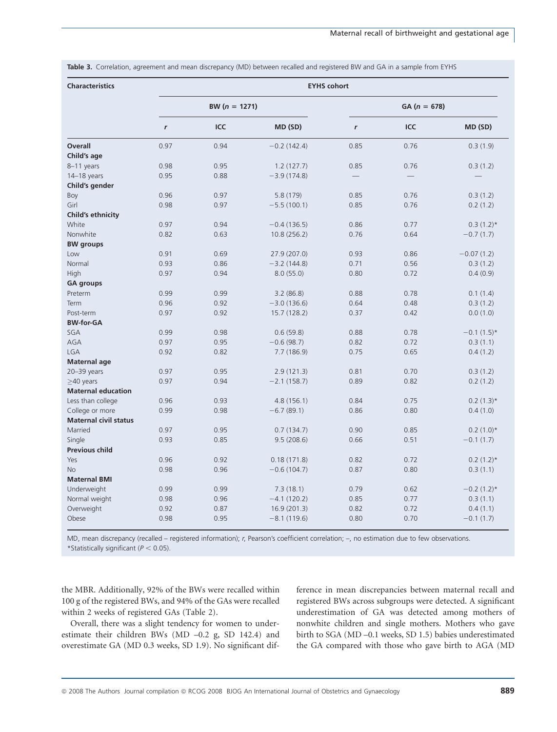**Table 3.** Correlation, agreement and mean discrepancy (MD) between recalled and registered BW and GA in a sample from EYHS

| Characteristics | EYHS cohort | | | | | |
|---|---|---|---|---|---|---|
| | BW ($n$ = 1271) | | | GA ($n$ = 678) | | |
| | $r$ | ICC | MD (SD) | $r$ | ICC | MD (SD) |
| **Overall** | 0.97 | 0.94 | −0.2 (142.4) | 0.85 | 0.76 | 0.3 (1.9) |
| **Child's age** | | | | | | |
| 8–11 years | 0.98 | 0.95 | 1.2 (127.7) | 0.85 | 0.76 | 0.3 (1.2) |
| 14–18 years | 0.95 | 0.88 | −3.9 (174.8) | — | — | — |
| **Child's gender** | | | | | | |
| Boy | 0.96 | 0.97 | 5.8 (179) | 0.85 | 0.76 | 0.3 (1.2) |
| Girl | 0.98 | 0.97 | −5.5 (100.1) | 0.85 | 0.76 | 0.2 (1.2) |
| **Child's ethnicity** | | | | | | |
| White | 0.97 | 0.94 | −0.4 (136.5) | 0.86 | 0.77 | 0.3 (1.2)* |
| Nonwhite | 0.82 | 0.63 | 10.8 (256.2) | 0.76 | 0.64 | −0.7 (1.7) |
| **BW groups** | | | | | | |
| Low | 0.91 | 0.69 | 27.9 (207.0) | 0.93 | 0.86 | −0.07 (1.2) |
| Normal | 0.93 | 0.86 | −3.2 (144.8) | 0.71 | 0.56 | 0.3 (1.2) |
| High | 0.97 | 0.94 | 8.0 (55.0) | 0.80 | 0.72 | 0.4 (0.9) |
| **GA groups** | | | | | | |
| Preterm | 0.99 | 0.99 | 3.2 (86.8) | 0.88 | 0.78 | 0.1 (1.4) |
| Term | 0.96 | 0.92 | −3.0 (136.6) | 0.64 | 0.48 | 0.3 (1.2) |
| Post-term | 0.97 | 0.92 | 15.7 (128.2) | 0.37 | 0.42 | 0.0 (1.0) |
| **BW-for-GA** | | | | | | |
| SGA | 0.99 | 0.98 | 0.6 (59.8) | 0.88 | 0.78 | −0.1 (1.5)* |
| AGA | 0.97 | 0.95 | −0.6 (98.7) | 0.82 | 0.72 | 0.3 (1.1) |
| LGA | 0.92 | 0.82 | 7.7 (186.9) | 0.75 | 0.65 | 0.4 (1.2) |
| **Maternal age** | | | | | | |
| 20–39 years | 0.97 | 0.95 | 2.9 (121.3) | 0.81 | 0.70 | 0.3 (1.2) |
| ≥40 years | 0.97 | 0.94 | −2.1 (158.7) | 0.89 | 0.82 | 0.2 (1.2) |
| **Maternal education** | | | | | | |
| Less than college | 0.96 | 0.93 | 4.8 (156.1) | 0.84 | 0.75 | 0.2 (1.3)* |
| College or more | 0.99 | 0.98 | −6.7 (89.1) | 0.86 | 0.80 | 0.4 (1.0) |
| **Maternal civil status** | | | | | | |
| Married | 0.97 | 0.95 | 0.7 (134.7) | 0.90 | 0.85 | 0.2 (1.0)* |
| Single | 0.93 | 0.85 | 9.5 (208.6) | 0.66 | 0.51 | −0.1 (1.7) |
| **Previous child** | | | | | | |
| Yes | 0.96 | 0.92 | 0.18 (171.8) | 0.82 | 0.72 | 0.2 (1.2)* |
| No | 0.98 | 0.96 | −0.6 (104.7) | 0.87 | 0.80 | 0.3 (1.1) |
| **Maternal BMI** | | | | | | |
| Underweight | 0.99 | 0.99 | 7.3 (18.1) | 0.79 | 0.62 | −0.2 (1.2)* |
| Normal weight | 0.98 | 0.96 | −4.1 (120.2) | 0.85 | 0.77 | 0.3 (1.1) |
| Overweight | 0.92 | 0.87 | 16.9 (201.3) | 0.82 | 0.72 | 0.4 (1.1) |
| Obese | 0.98 | 0.95 | −8.1 (119.6) | 0.80 | 0.70 | −0.1 (1.7) |

MD, mean discrepancy (recalled – registered information); $r$, Pearson's coefficient correlation; –, no estimation due to few observations.
*Statistically significant ($P < 0.05$).

the MBR. Additionally, 92% of the BWs were recalled within 100 g of the registered BWs, and 94% of the GAs were recalled within 2 weeks of registered GAs (Table 2).

Overall, there was a slight tendency for women to underestimate their children BWs (MD –0.2 g, SD 142.4) and overestimate GA (MD 0.3 weeks, SD 1.9). No significant difference in mean discrepancies between maternal recall and registered BWs across subgroups were detected. A significant underestimation of GA was detected among mothers of nonwhite children and single mothers. Mothers who gave birth to SGA (MD –0.1 weeks, SD 1.5) babies underestimated the GA compared with those who gave birth to AGA (MD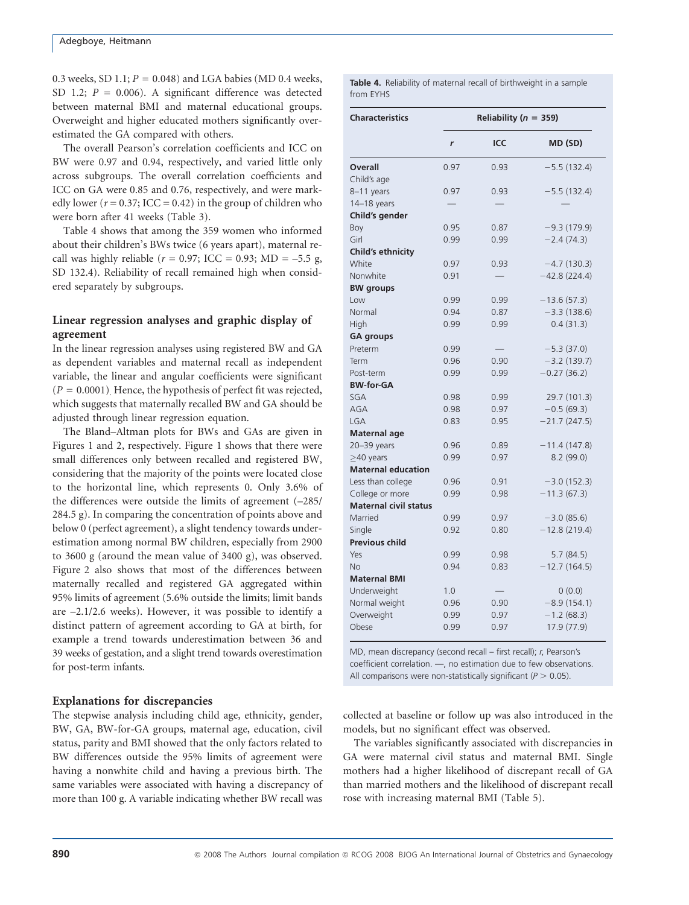0.3 weeks, SD 1.1; $P = 0.048$) and LGA babies (MD 0.4 weeks, SD 1.2; $P = 0.006$). A significant difference was detected between maternal BMI and maternal educational groups. Overweight and higher educated mothers significantly overestimated the GA compared with others.

The overall Pearson's correlation coefficients and ICC on BW were 0.97 and 0.94, respectively, and varied little only across subgroups. The overall correlation coefficients and ICC on GA were 0.85 and 0.76, respectively, and were markedly lower ($r = 0.37$; ICC = 0.42) in the group of children who were born after 41 weeks (Table 3).

Table 4 shows that among the 359 women who informed about their children's BWs twice (6 years apart), maternal recall was highly reliable ($r = 0.97$; ICC = 0.93; MD = –5.5 g, SD 132.4). Reliability of recall remained high when considered separately by subgroups.

**Table 4.** Reliability of maternal recall of birthweight in a sample from EYHS

| Characteristics | Reliability ($n$ = 359) | | |
|---|---|---|---|
| | $r$ | ICC | MD (SD) |
| **Overall** | 0.97 | 0.93 | −5.5 (132.4) |
| Child's age | | | |
| 8–11 years | 0.97 | 0.93 | −5.5 (132.4) |
| 14–18 years | — | — | — |
| **Child's gender** | | | |
| Boy | 0.95 | 0.87 | −9.3 (179.9) |
| Girl | 0.99 | 0.99 | −2.4 (74.3) |
| **Child's ethnicity** | | | |
| White | 0.97 | 0.93 | −4.7 (130.3) |
| Nonwhite | 0.91 | — | −42.8 (224.4) |
| **BW groups** | | | |
| Low | 0.99 | 0.99 | −13.6 (57.3) |
| Normal | 0.94 | 0.87 | −3.3 (138.6) |
| High | 0.99 | 0.99 | 0.4 (31.3) |
| **GA groups** | | | |
| Preterm | 0.99 | — | −5.3 (37.0) |
| Term | 0.96 | 0.90 | −3.2 (139.7) |
| Post-term | 0.99 | 0.99 | −0.27 (36.2) |
| **BW-for-GA** | | | |
| SGA | 0.98 | 0.99 | 29.7 (101.3) |
| AGA | 0.98 | 0.97 | −0.5 (69.3) |
| LGA | 0.83 | 0.95 | −21.7 (247.5) |
| **Maternal age** | | | |
| 20–39 years | 0.96 | 0.89 | −11.4 (147.8) |
| ≥40 years | 0.99 | 0.97 | 8.2 (99.0) |
| **Maternal education** | | | |
| Less than college | 0.96 | 0.91 | −3.0 (152.3) |
| College or more | 0.99 | 0.98 | −11.3 (67.3) |
| **Maternal civil status** | | | |
| Married | 0.99 | 0.97 | −3.0 (85.6) |
| Single | 0.92 | 0.80 | −12.8 (219.4) |
| **Previous child** | | | |
| Yes | 0.99 | 0.98 | 5.7 (84.5) |
| No | 0.94 | 0.83 | −12.7 (164.5) |
| **Maternal BMI** | | | |
| Underweight | 1.0 | — | 0 (0.0) |
| Normal weight | 0.96 | 0.90 | −8.9 (154.1) |
| Overweight | 0.99 | 0.97 | −1.2 (68.3) |
| Obese | 0.99 | 0.97 | 17.9 (77.9) |

MD, mean discrepancy (second recall – first recall); $r$, Pearson's coefficient correlation. —, no estimation due to few observations. All comparisons were non-statistically significant ($P > 0.05$).

### Linear regression analyses and graphic display of agreement

In the linear regression analyses using registered BW and GA as dependent variables and maternal recall as independent variable, the linear and angular coefficients were significant ($P = 0.0001$). Hence, the hypothesis of perfect fit was rejected, which suggests that maternally recalled BW and GA should be adjusted through linear regression equation.

The Bland–Altman plots for BWs and GAs are given in Figures 1 and 2, respectively. Figure 1 shows that there were small differences only between recalled and registered BW, considering that the majority of the points were located close to the horizontal line, which represents 0. Only 3.6% of the differences were outside the limits of agreement (–285/284.5 g). In comparing the concentration of points above and below 0 (perfect agreement), a slight tendency towards underestimation among normal BW children, especially from 2900 to 3600 g (around the mean value of 3400 g), was observed. Figure 2 also shows that most of the differences between maternally recalled and registered GA aggregated within 95% limits of agreement (5.6% outside the limits; limit bands are –2.1/2.6 weeks). However, it was possible to identify a distinct pattern of agreement according to GA at birth, for example a trend towards underestimation between 36 and 39 weeks of gestation, and a slight trend towards overestimation for post-term infants.

### Explanations for discrepancies

The stepwise analysis including child age, ethnicity, gender, BW, GA, BW-for-GA groups, maternal age, education, civil status, parity and BMI showed that the only factors related to BW differences outside the 95% limits of agreement were having a nonwhite child and having a previous birth. The same variables were associated with having a discrepancy of more than 100 g. A variable indicating whether BW recall was collected at baseline or follow up was also introduced in the models, but no significant effect was observed.

The variables significantly associated with discrepancies in GA were maternal civil status and maternal BMI. Single mothers had a higher likelihood of discrepant recall of GA than married mothers and the likelihood of discrepant recall rose with increasing maternal BMI (Table 5).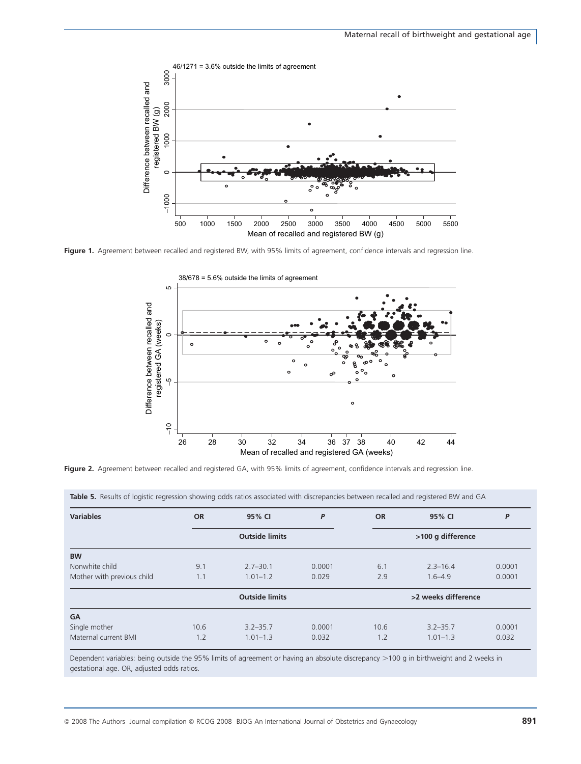46/1271 = 3.6% outside the limits of agreement

Difference between recalled and registered BW (g)

3000
2000
1000
0
−1000

500 1000 1500 2000 2500 3000 3500 4000 4500 5000 5500

Mean of recalled and registered BW (g)

**Figure 1.** Agreement between recalled and registered BW, with 95% limits of agreement, confidence intervals and regression line.

38/678 = 5.6% outside the limits of agreement

Difference between recalled and registered GA (weeks)

5
0
−5
−10

26 28 30 32 34 36 37 38 40 42 44

Mean of recalled and registered GA (weeks)

**Figure 2.** Agreement between recalled and registered GA, with 95% limits of agreement, confidence intervals and regression line.

**Table 5.** Results of logistic regression showing odds ratios associated with discrepancies between recalled and registered BW and GA

| Variables | OR | 95% CI | *P* | OR | 95% CI | *P* |
|---|---|---|---|---|---|---|
| | Outside limits | | | >100 g difference | | |
| **BW** | | | | | | |
| Nonwhite child | 9.1 | 2.7–30.1 | 0.0001 | 6.1 | 2.3–16.4 | 0.0001 |
| Mother with previous child | 1.1 | 1.01–1.2 | 0.029 | 2.9 | 1.6–4.9 | 0.0001 |
| | Outside limits | | | >2 weeks difference | | |
| **GA** | | | | | | |
| Single mother | 10.6 | 3.2–35.7 | 0.0001 | 10.6 | 3.2–35.7 | 0.0001 |
| Maternal current BMI | 1.2 | 1.01–1.3 | 0.032 | 1.2 | 1.01–1.3 | 0.032 |

Dependent variables: being outside the 95% limits of agreement or having an absolute discrepancy >100 g in birthweight and 2 weeks in gestational age. OR, adjusted odds ratios.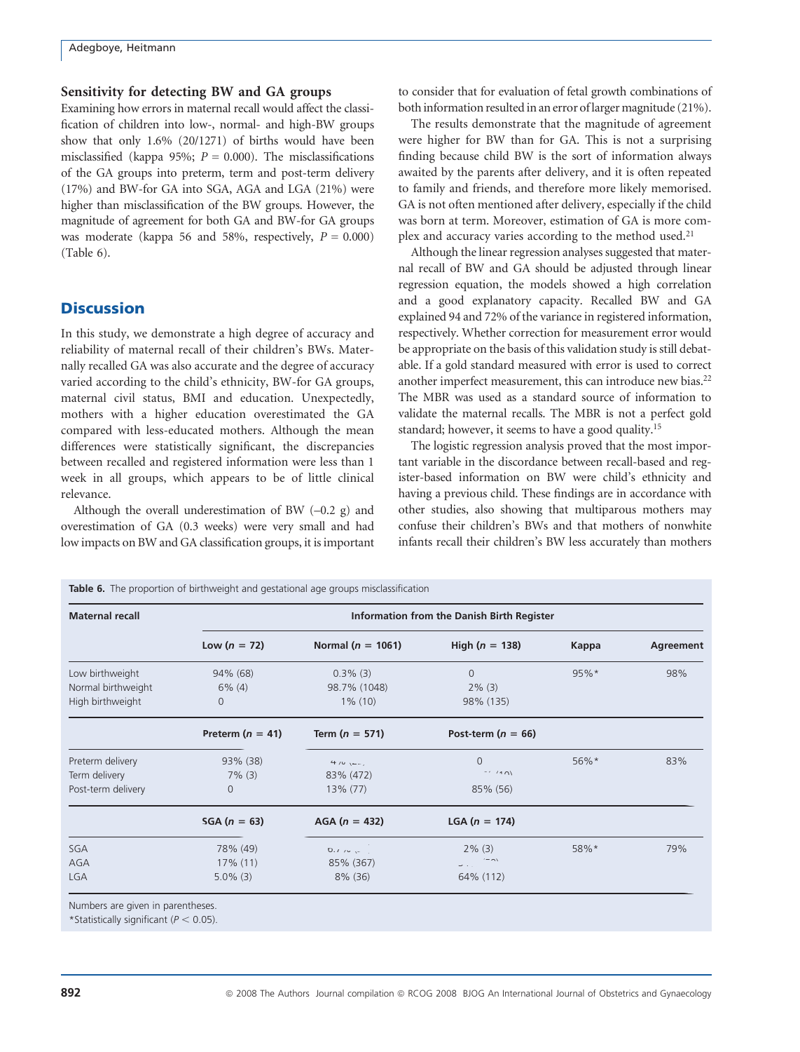### Sensitivity for detecting BW and GA groups

Examining how errors in maternal recall would affect the classification of children into low-, normal- and high-BW groups show that only 1.6% (20/1271) of births would have been misclassified (kappa 95%; $P = 0.000$). The misclassifications of the GA groups into preterm, term and post-term delivery (17%) and BW-for GA into SGA, AGA and LGA (21%) were higher than misclassification of the BW groups. However, the magnitude of agreement for both GA and BW-for GA groups was moderate (kappa 56 and 58%, respectively, $P = 0.000$) (Table 6).

## Discussion

In this study, we demonstrate a high degree of accuracy and reliability of maternal recall of their children's BWs. Maternally recalled GA was also accurate and the degree of accuracy varied according to the child's ethnicity, BW-for GA groups, maternal civil status, BMI and education. Unexpectedly, mothers with a higher education overestimated the GA compared with less-educated mothers. Although the mean differences were statistically significant, the discrepancies between recalled and registered information were less than 1 week in all groups, which appears to be of little clinical relevance.

Although the overall underestimation of BW (–0.2 g) and overestimation of GA (0.3 weeks) were very small and had low impacts on BW and GA classification groups, it is important to consider that for evaluation of fetal growth combinations of both information resulted in an error of larger magnitude (21%).

The results demonstrate that the magnitude of agreement were higher for BW than for GA. This is not a surprising finding because child BW is the sort of information always awaited by the parents after delivery, and it is often repeated to family and friends, and therefore more likely memorised. GA is not often mentioned after delivery, especially if the child was born at term. Moreover, estimation of GA is more complex and accuracy varies according to the method used.[21]

Although the linear regression analyses suggested that maternal recall of BW and GA should be adjusted through linear regression equation, the models showed a high correlation and a good explanatory capacity. Recalled BW and GA explained 94 and 72% of the variance in registered information, respectively. Whether correction for measurement error would be appropriate on the basis of this validation study is still debatable. If a gold standard measured with error is used to correct another imperfect measurement, this can introduce new bias.[22] The MBR was used as a standard source of information to validate the maternal recalls. The MBR is not a perfect gold standard; however, it seems to have a good quality.[15]

The logistic regression analysis proved that the most important variable in the discordance between recall-based and register-based information on BW were child's ethnicity and having a previous child. These findings are in accordance with other studies, also showing that multiparous mothers may confuse their children's BWs and that mothers of nonwhite infants recall their children's BW less accurately than mothers

**Table 6.** The proportion of birthweight and gestational age groups misclassification

| Maternal recall | Information from the Danish Birth Register | | | | |
|---|---|---|---|---|---|
| | Low ($n$ = 72) | Normal ($n$ = 1061) | High ($n$ = 138) | Kappa | Agreement |
| Low birthweight | 94% (68) | 0.3% (3) | 0 | 95%* | 98% |
| Normal birthweight | 6% (4) | 98.7% (1048) | 2% (3) | | |
| High birthweight | 0 | 1% (10) | 98% (135) | | |
| | Preterm ($n$ = 41) | Term ($n$ = 571) | Post-term ($n$ = 66) | | |
| Preterm delivery | 93% (38) | 4% (22) | 0 | 56%* | 83% |
| Term delivery | 7% (3) | 83% (472) | 15% (10) | | |
| Post-term delivery | 0 | 13% (77) | 85% (56) | | |
| | SGA ($n$ = 63) | AGA ($n$ = 432) | LGA ($n$ = 174) | | |
| SGA | 78% (49) | 6.7% (29) | 2% (3) | 58%* | 79% |
| AGA | 17% (11) | 85% (367) | 34% (59) | | |
| LGA | 5.0% (3) | 8% (36) | 64% (112) | | |

Numbers are given in parentheses.
*Statistically significant ($P < 0.05$).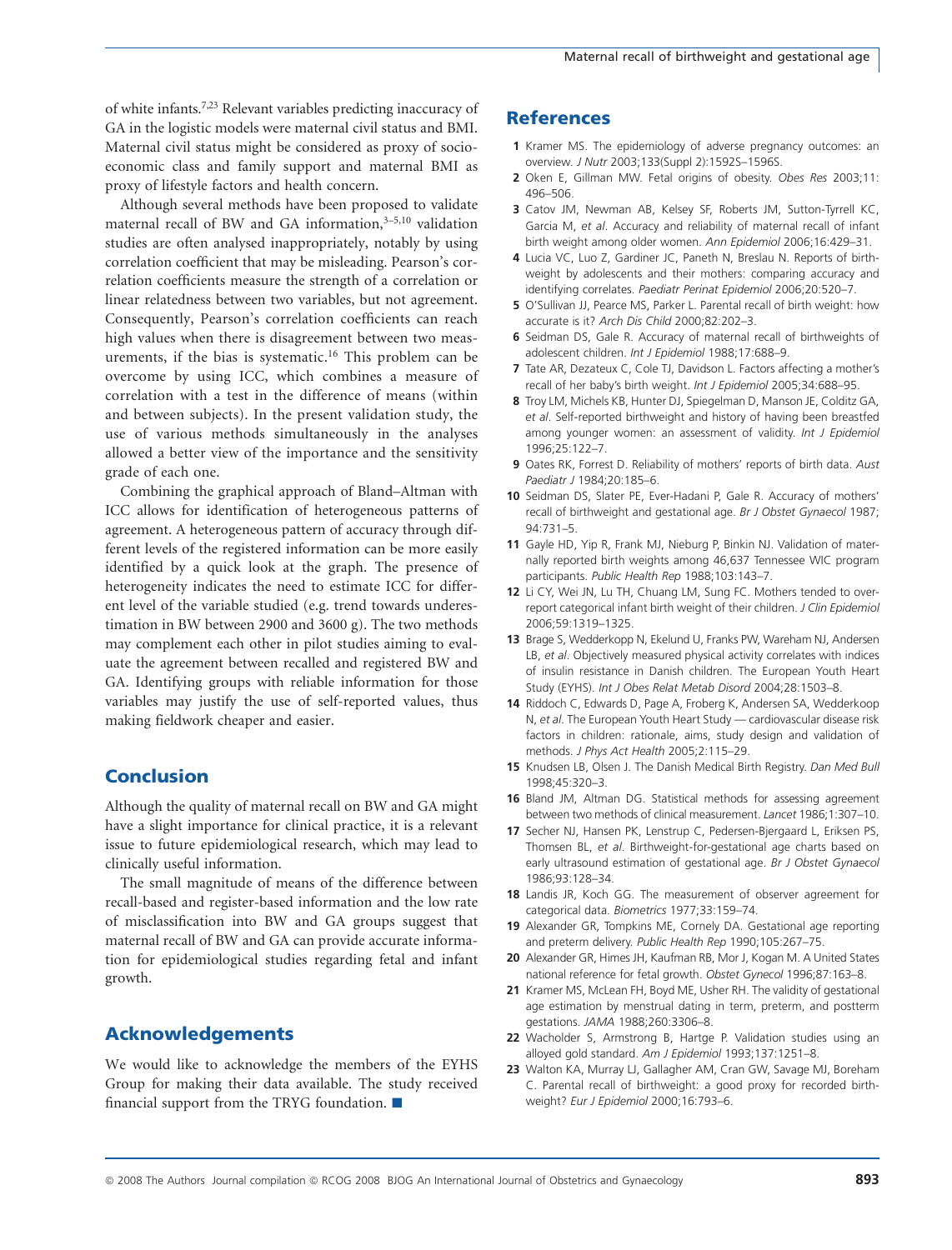of white infants.[7,23] Relevant variables predicting inaccuracy of GA in the logistic models were maternal civil status and BMI. Maternal civil status might be considered as proxy of socioeconomic class and family support and maternal BMI as proxy of lifestyle factors and health concern.

Although several methods have been proposed to validate maternal recall of BW and GA information,[3–5,10] validation studies are often analysed inappropriately, notably by using correlation coefficient that may be misleading. Pearson's correlation coefficients measure the strength of a correlation or linear relatedness between two variables, but not agreement. Consequently, Pearson's correlation coefficients can reach high values when there is disagreement between two measurements, if the bias is systematic.[16] This problem can be overcome by using ICC, which combines a measure of correlation with a test in the difference of means (within and between subjects). In the present validation study, the use of various methods simultaneously in the analyses allowed a better view of the importance and the sensitivity grade of each one.

Combining the graphical approach of Bland–Altman with ICC allows for identification of heterogeneous patterns of agreement. A heterogeneous pattern of accuracy through different levels of the registered information can be more easily identified by a quick look at the graph. The presence of heterogeneity indicates the need to estimate ICC for different level of the variable studied (e.g. trend towards underestimation in BW between 2900 and 3600 g). The two methods may complement each other in pilot studies aiming to evaluate the agreement between recalled and registered BW and GA. Identifying groups with reliable information for those variables may justify the use of self-reported values, thus making fieldwork cheaper and easier.

## Conclusion

Although the quality of maternal recall on BW and GA might have a slight importance for clinical practice, it is a relevant issue to future epidemiological research, which may lead to clinically useful information.

The small magnitude of means of the difference between recall-based and register-based information and the low rate of misclassification into BW and GA groups suggest that maternal recall of BW and GA can provide accurate information for epidemiological studies regarding fetal and infant growth.

## Acknowledgements

We would like to acknowledge the members of the EYHS Group for making their data available. The study received financial support from the TRYG foundation. ■

## References

1 Kramer MS. The epidemiology of adverse pregnancy outcomes: an overview. *J Nutr* 2003;133(Suppl 2):1592S–1596S.

2 Oken E, Gillman MW. Fetal origins of obesity. *Obes Res* 2003;11: 496–506.

3 Catov JM, Newman AB, Kelsey SF, Roberts JM, Sutton-Tyrrell KC, Garcia M, *et al*. Accuracy and reliability of maternal recall of infant birth weight among older women. *Ann Epidemiol* 2006;16:429–31.

4 Lucia VC, Luo Z, Gardiner JC, Paneth N, Breslau N. Reports of birthweight by adolescents and their mothers: comparing accuracy and identifying correlates. *Paediatr Perinat Epidemiol* 2006;20:520–7.

5 O'Sullivan JJ, Pearce MS, Parker L. Parental recall of birth weight: how accurate is it? *Arch Dis Child* 2000;82:202–3.

6 Seidman DS, Gale R. Accuracy of maternal recall of birthweights of adolescent children. *Int J Epidemiol* 1988;17:688–9.

7 Tate AR, Dezateux C, Cole TJ, Davidson L. Factors affecting a mother's recall of her baby's birth weight. *Int J Epidemiol* 2005;34:688–95.

8 Troy LM, Michels KB, Hunter DJ, Spiegelman D, Manson JE, Colditz GA, *et al*. Self-reported birthweight and history of having been breastfed among younger women: an assessment of validity. *Int J Epidemiol* 1996;25:122–7.

9 Oates RK, Forrest D. Reliability of mothers' reports of birth data. *Aust Paediatr J* 1984;20:185–6.

10 Seidman DS, Slater PE, Ever-Hadani P, Gale R. Accuracy of mothers' recall of birthweight and gestational age. *Br J Obstet Gynaecol* 1987; 94:731–5.

11 Gayle HD, Yip R, Frank MJ, Nieburg P, Binkin NJ. Validation of maternally reported birth weights among 46,637 Tennessee WIC program participants. *Public Health Rep* 1988;103:143–7.

12 Li CY, Wei JN, Lu TH, Chuang LM, Sung FC. Mothers tended to overreport categorical infant birth weight of their children. *J Clin Epidemiol* 2006;59:1319–1325.

13 Brage S, Wedderkopp N, Ekelund U, Franks PW, Wareham NJ, Andersen LB, *et al*. Objectively measured physical activity correlates with indices of insulin resistance in Danish children. The European Youth Heart Study (EYHS). *Int J Obes Relat Metab Disord* 2004;28:1503–8.

14 Riddoch C, Edwards D, Page A, Froberg K, Andersen SA, Wedderkoop N, *et al*. The European Youth Heart Study — cardiovascular disease risk factors in children: rationale, aims, study design and validation of methods. *J Phys Act Health* 2005;2:115–29.

15 Knudsen LB, Olsen J. The Danish Medical Birth Registry. *Dan Med Bull* 1998;45:320–3.

16 Bland JM, Altman DG. Statistical methods for assessing agreement between two methods of clinical measurement. *Lancet* 1986;1:307–10.

17 Secher NJ, Hansen PK, Lenstrup C, Pedersen-Bjergaard L, Eriksen PS, Thomsen BL, *et al*. Birthweight-for-gestational age charts based on early ultrasound estimation of gestational age. *Br J Obstet Gynaecol* 1986;93:128–34.

18 Landis JR, Koch GG. The measurement of observer agreement for categorical data. *Biometrics* 1977;33:159–74.

19 Alexander GR, Tompkins ME, Cornely DA. Gestational age reporting and preterm delivery. *Public Health Rep* 1990;105:267–75.

20 Alexander GR, Himes JH, Kaufman RB, Mor J, Kogan M. A United States national reference for fetal growth. *Obstet Gynecol* 1996;87:163–8.

21 Kramer MS, McLean FH, Boyd ME, Usher RH. The validity of gestational age estimation by menstrual dating in term, preterm, and postterm gestations. *JAMA* 1988;260:3306–8.

22 Wacholder S, Armstrong B, Hartge P. Validation studies using an alloyed gold standard. *Am J Epidemiol* 1993;137:1251–8.

23 Walton KA, Murray LJ, Gallagher AM, Cran GW, Savage MJ, Boreham C. Parental recall of birthweight: a good proxy for recorded birthweight? *Eur J Epidemiol* 2000;16:793–6.